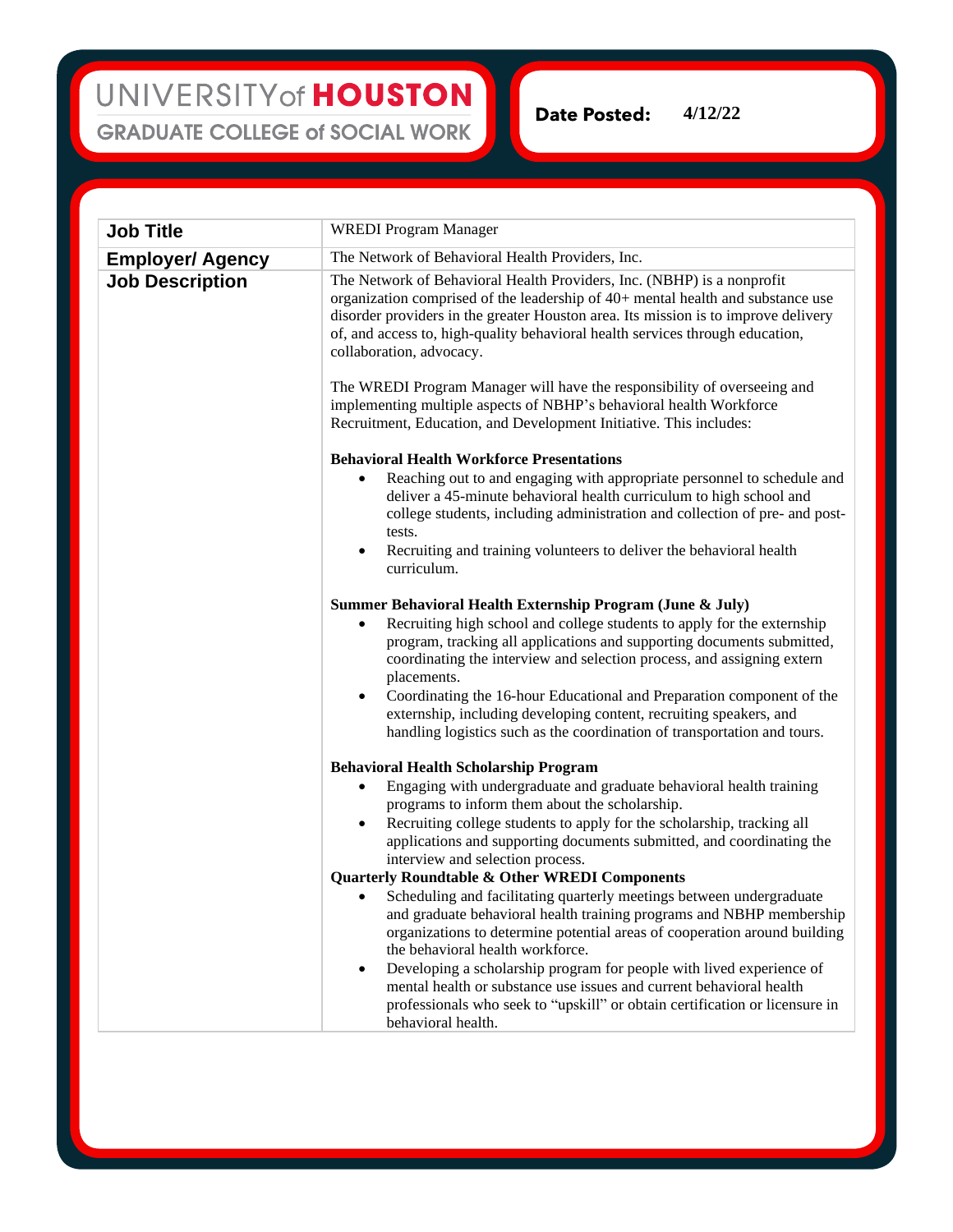UNIVERSITY of HOUSTON
GRADUATE COLLEGE of SOCIAL WORK

**Date Posted:** 4/12/22

| **Job Title** | WREDI Program Manager |
|---|---|
| **Employer/ Agency** | The Network of Behavioral Health Providers, Inc. |
| **Job Description** | The Network of Behavioral Health Providers, Inc. (NBHP) is a nonprofit organization comprised of the leadership of 40+ mental health and substance use disorder providers in the greater Houston area. Its mission is to improve delivery of, and access to, high-quality behavioral health services through education, collaboration, advocacy.<br><br>The WREDI Program Manager will have the responsibility of overseeing and implementing multiple aspects of NBHP's behavioral health Workforce Recruitment, Education, and Development Initiative. This includes:<br><br>**Behavioral Health Workforce Presentations**<br>• Reaching out to and engaging with appropriate personnel to schedule and deliver a 45-minute behavioral health curriculum to high school and college students, including administration and collection of pre- and post-tests.<br>• Recruiting and training volunteers to deliver the behavioral health curriculum.<br><br>**Summer Behavioral Health Externship Program (June & July)**<br>• Recruiting high school and college students to apply for the externship program, tracking all applications and supporting documents submitted, coordinating the interview and selection process, and assigning extern placements.<br>• Coordinating the 16-hour Educational and Preparation component of the externship, including developing content, recruiting speakers, and handling logistics such as the coordination of transportation and tours.<br><br>**Behavioral Health Scholarship Program**<br>• Engaging with undergraduate and graduate behavioral health training programs to inform them about the scholarship.<br>• Recruiting college students to apply for the scholarship, tracking all applications and supporting documents submitted, and coordinating the interview and selection process.<br>**Quarterly Roundtable & Other WREDI Components**<br>• Scheduling and facilitating quarterly meetings between undergraduate and graduate behavioral health training programs and NBHP membership organizations to determine potential areas of cooperation around building the behavioral health workforce.<br>• Developing a scholarship program for people with lived experience of mental health or substance use issues and current behavioral health professionals who seek to "upskill" or obtain certification or licensure in behavioral health. |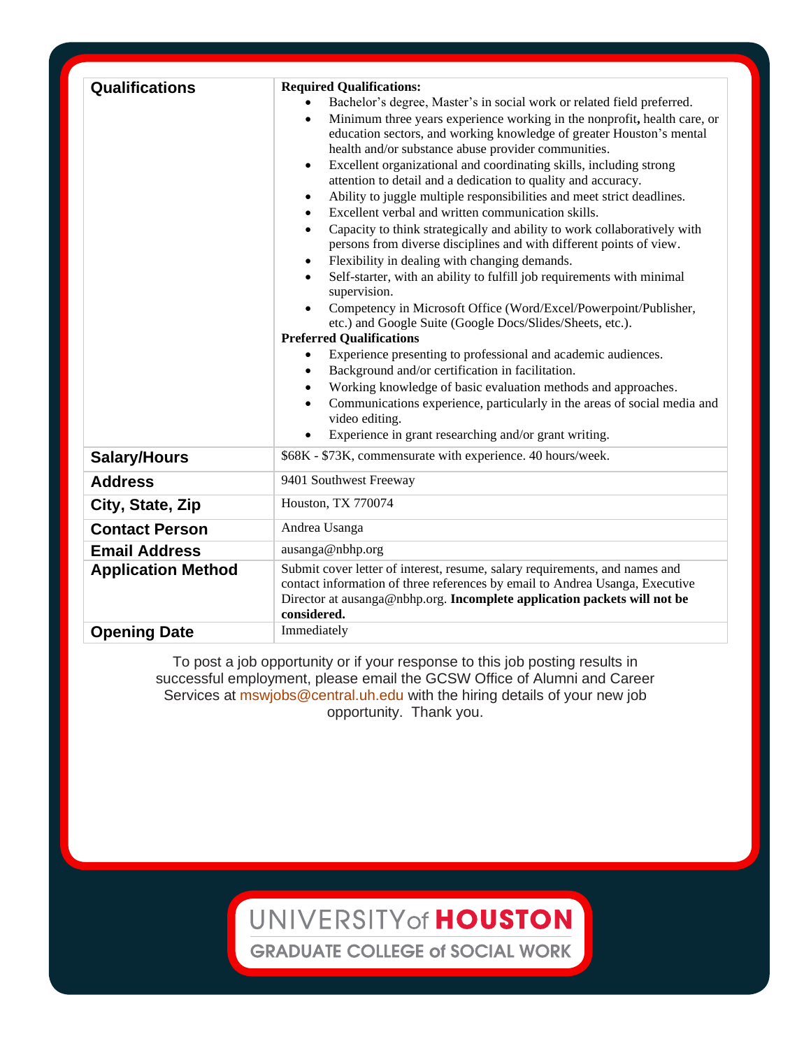| | |
|---|---|
| **Qualifications** | **Required Qualifications:**<br>• Bachelor's degree, Master's in social work or related field preferred.<br>• Minimum three years experience working in the nonprofit**,** health care, or education sectors, and working knowledge of greater Houston's mental health and/or substance abuse provider communities.<br>• Excellent organizational and coordinating skills, including strong attention to detail and a dedication to quality and accuracy.<br>• Ability to juggle multiple responsibilities and meet strict deadlines.<br>• Excellent verbal and written communication skills.<br>• Capacity to think strategically and ability to work collaboratively with persons from diverse disciplines and with different points of view.<br>• Flexibility in dealing with changing demands.<br>• Self-starter, with an ability to fulfill job requirements with minimal supervision.<br>• Competency in Microsoft Office (Word/Excel/Powerpoint/Publisher, etc.) and Google Suite (Google Docs/Slides/Sheets, etc.).<br>**Preferred Qualifications**<br>• Experience presenting to professional and academic audiences.<br>• Background and/or certification in facilitation.<br>• Working knowledge of basic evaluation methods and approaches.<br>• Communications experience, particularly in the areas of social media and video editing.<br>• Experience in grant researching and/or grant writing. |
| **Salary/Hours** | $68K - $73K, commensurate with experience. 40 hours/week. |
| **Address** | 9401 Southwest Freeway |
| **City, State, Zip** | Houston, TX 770074 |
| **Contact Person** | Andrea Usanga |
| **Email Address** | ausanga@nbhp.org |
| **Application Method** | Submit cover letter of interest, resume, salary requirements, and names and contact information of three references by email to Andrea Usanga, Executive Director at ausanga@nbhp.org. **Incomplete application packets will not be considered.** |
| **Opening Date** | Immediately |

To post a job opportunity or if your response to this job posting results in successful employment, please email the GCSW Office of Alumni and Career Services at mswjobs@central.uh.edu with the hiring details of your new job opportunity. Thank you.

UNIVERSITY of HOUSTON
GRADUATE COLLEGE of SOCIAL WORK